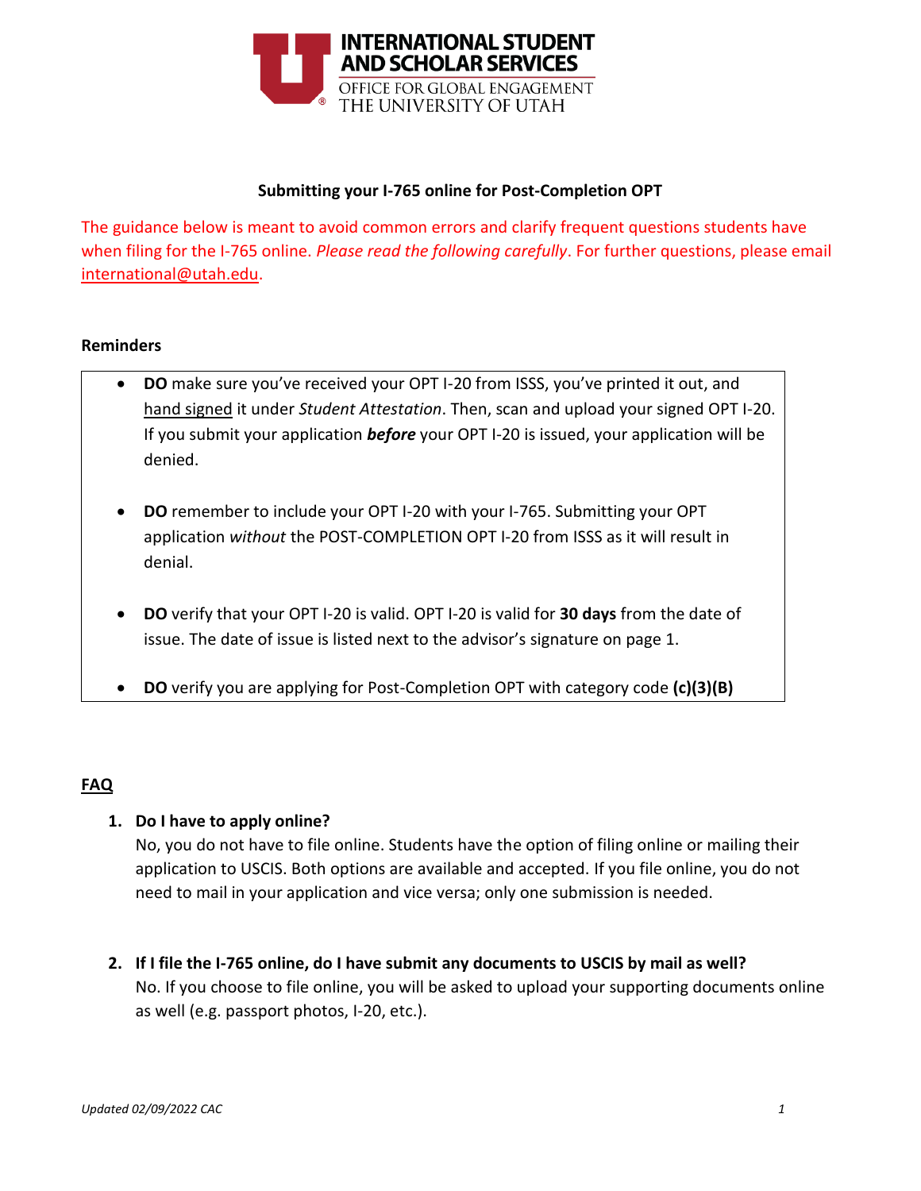INTERNATIONAL STUDENT AND SCHOLAR SERVICES
OFFICE FOR GLOBAL ENGAGEMENT
THE UNIVERSITY OF UTAH

## Submitting your I-765 online for Post-Completion OPT

The guidance below is meant to avoid common errors and clarify frequent questions students have when filing for the I-765 online. *Please read the following carefully*. For further questions, please email international@utah.edu.

### Reminders

- **DO** make sure you've received your OPT I-20 from ISSS, you've printed it out, and hand signed it under *Student Attestation*. Then, scan and upload your signed OPT I-20. If you submit your application ***before*** your OPT I-20 is issued, your application will be denied.
- **DO** remember to include your OPT I-20 with your I-765. Submitting your OPT application *without* the POST-COMPLETION OPT I-20 from ISSS as it will result in denial.
- **DO** verify that your OPT I-20 is valid. OPT I-20 is valid for **30 days** from the date of issue. The date of issue is listed next to the advisor's signature on page 1.
- **DO** verify you are applying for Post-Completion OPT with category code **(c)(3)(B)**

### FAQ

1. **Do I have to apply online?**
   No, you do not have to file online. Students have the option of filing online or mailing their application to USCIS. Both options are available and accepted. If you file online, you do not need to mail in your application and vice versa; only one submission is needed.

2. **If I file the I-765 online, do I have submit any documents to USCIS by mail as well?**
   No. If you choose to file online, you will be asked to upload your supporting documents online as well (e.g. passport photos, I-20, etc.).

*Updated 02/09/2022 CAC*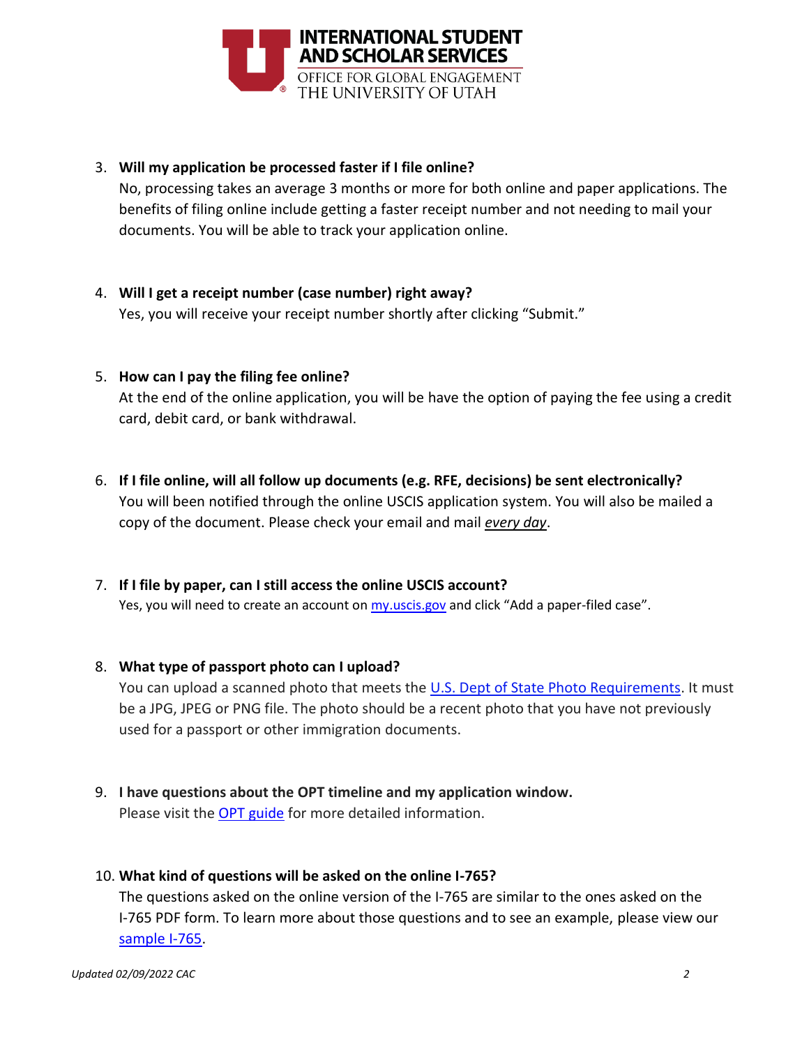3. **Will my application be processed faster if I file online?**
   No, processing takes an average 3 months or more for both online and paper applications. The benefits of filing online include getting a faster receipt number and not needing to mail your documents. You will be able to track your application online.

4. **Will I get a receipt number (case number) right away?**
   Yes, you will receive your receipt number shortly after clicking "Submit."

5. **How can I pay the filing fee online?**
   At the end of the online application, you will be have the option of paying the fee using a credit card, debit card, or bank withdrawal.

6. **If I file online, will all follow up documents (e.g. RFE, decisions) be sent electronically?**
   You will been notified through the online USCIS application system. You will also be mailed a copy of the document. Please check your email and mail ***every day***.

7. **If I file by paper, can I still access the online USCIS account?**
   Yes, you will need to create an account on [my.uscis.gov]() and click "Add a paper-filed case".

8. **What type of passport photo can I upload?**
   You can upload a scanned photo that meets the [U.S. Dept of State Photo Requirements](). It must be a JPG, JPEG or PNG file. The photo should be a recent photo that you have not previously used for a passport or other immigration documents.

9. **I have questions about the OPT timeline and my application window.**
   Please visit the [OPT guide]() for more detailed information.

10. **What kind of questions will be asked on the online I-765?**
    The questions asked on the online version of the I-765 are similar to the ones asked on the I-765 PDF form. To learn more about those questions and to see an example, please view our [sample I-765]().

*Updated 02/09/2022 CAC*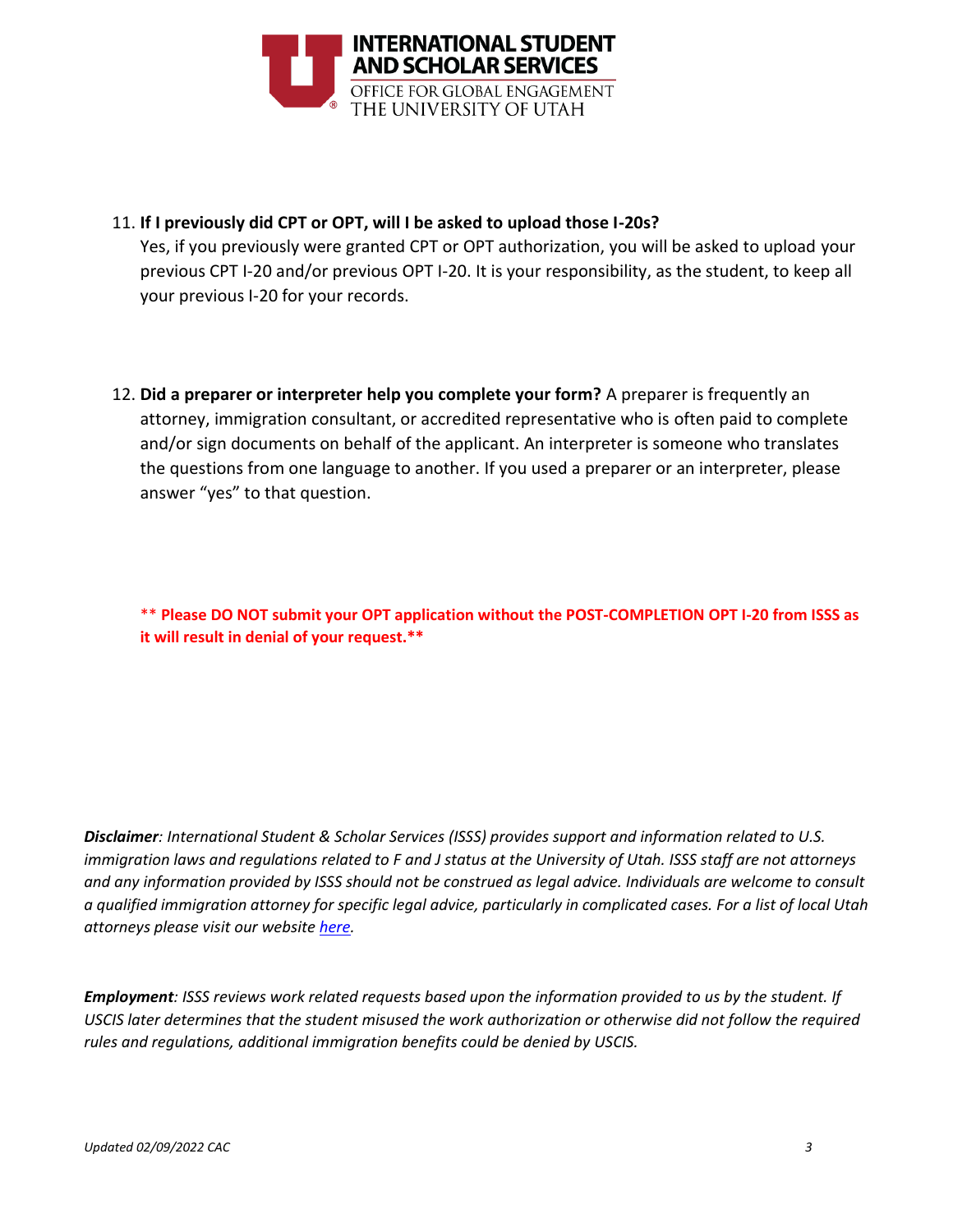11. **If I previously did CPT or OPT, will I be asked to upload those I-20s?**
    Yes, if you previously were granted CPT or OPT authorization, you will be asked to upload your previous CPT I-20 and/or previous OPT I-20. It is your responsibility, as the student, to keep all your previous I-20 for your records.

12. **Did a preparer or interpreter help you complete your form?** A preparer is frequently an attorney, immigration consultant, or accredited representative who is often paid to complete and/or sign documents on behalf of the applicant. An interpreter is someone who translates the questions from one language to another. If you used a preparer or an interpreter, please answer "yes" to that question.

** **Please DO NOT submit your OPT application without the POST-COMPLETION OPT I-20 from ISSS as it will result in denial of your request.****

***Disclaimer**: International Student & Scholar Services (ISSS) provides support and information related to U.S. immigration laws and regulations related to F and J status at the University of Utah. ISSS staff are not attorneys and any information provided by ISSS should not be construed as legal advice. Individuals are welcome to consult a qualified immigration attorney for specific legal advice, particularly in complicated cases. For a list of local Utah attorneys please visit our website [here](#).*

***Employment**: ISSS reviews work related requests based upon the information provided to us by the student. If USCIS later determines that the student misused the work authorization or otherwise did not follow the required rules and regulations, additional immigration benefits could be denied by USCIS.*

*Updated 02/09/2022 CAC*